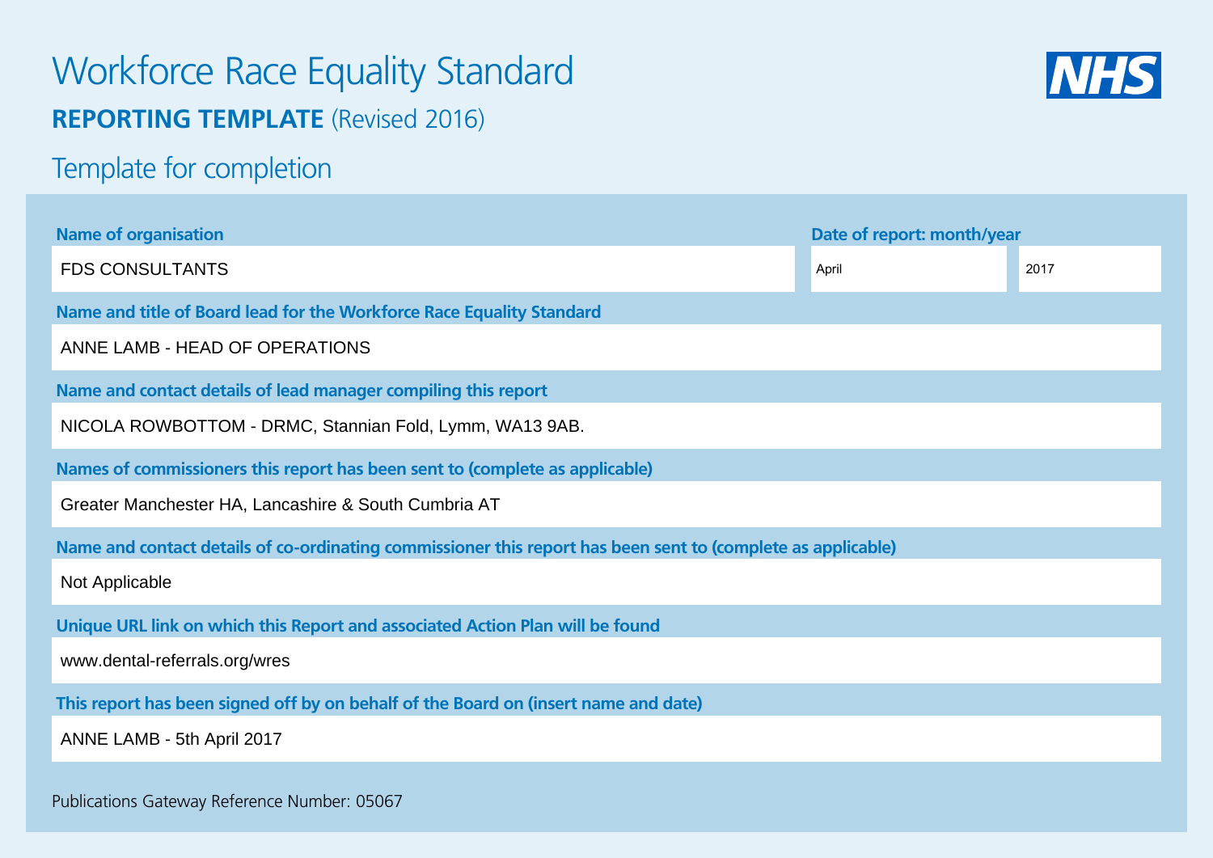# Workforce Race Equality Standard

## **REPORTING TEMPLATE** (Revised 2016)

## Template for completion

**Name of organisation**

FDS CONSULTANTS

**Date of report: month/year**

April 2017

**Name and title of Board lead for the Workforce Race Equality Standard**

ANNE LAMB - HEAD OF OPERATIONS

**Name and contact details of lead manager compiling this report**

NICOLA ROWBOTTOM - DRMC, Stannian Fold, Lymm, WA13 9AB.

**Names of commissioners this report has been sent to (complete as applicable)**

Greater Manchester HA, Lancashire & South Cumbria AT

**Name and contact details of co-ordinating commissioner this report has been sent to (complete as applicable)**

Not Applicable

**Unique URL link on which this Report and associated Action Plan will be found**

www.dental-referrals.org/wres

**This report has been signed off by on behalf of the Board on (insert name and date)**

ANNE LAMB - 5th April 2017

Publications Gateway Reference Number: 05067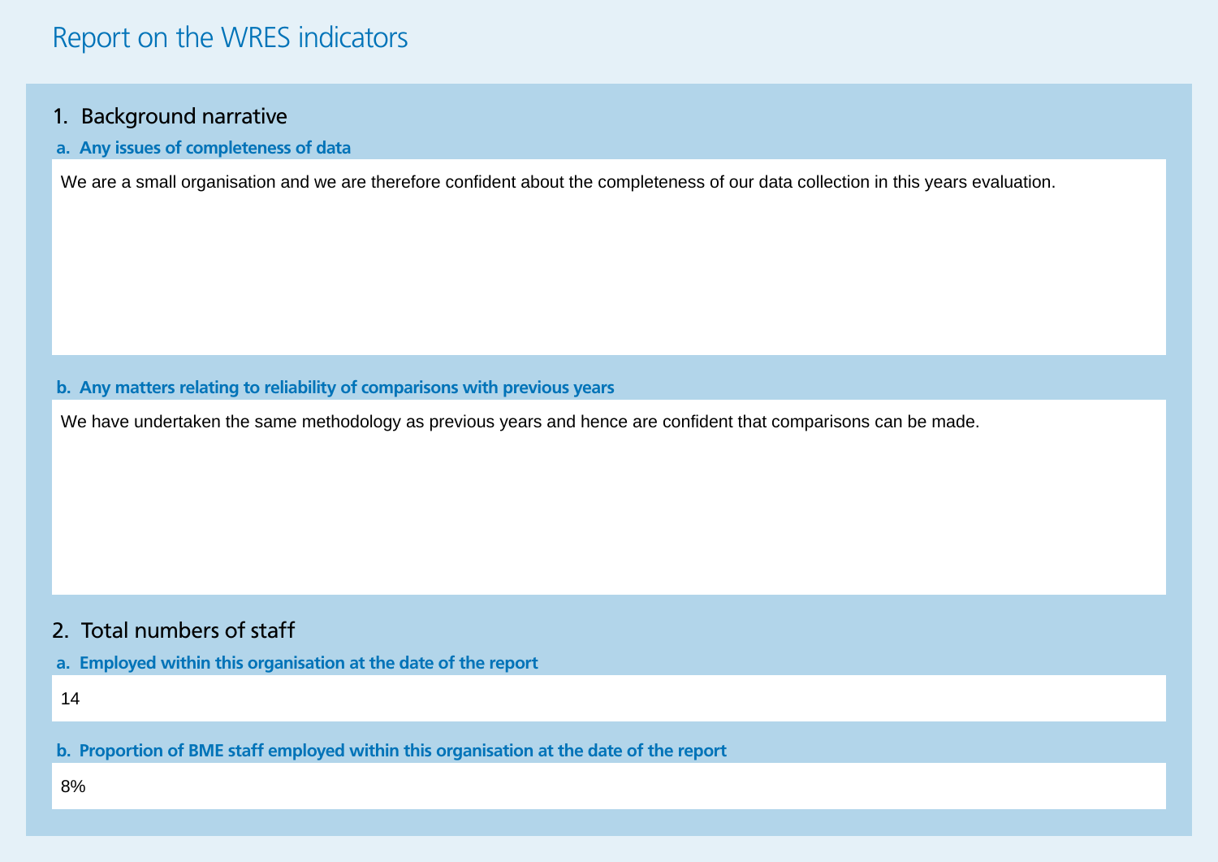# Report on the WRES indicators

## 1. Background narrative

### a. Any issues of completeness of data

We are a small organisation and we are therefore confident about the completeness of our data collection in this years evaluation.

### b. Any matters relating to reliability of comparisons with previous years

We have undertaken the same methodology as previous years and hence are confident that comparisons can be made.

## 2. Total numbers of staff

### a. Employed within this organisation at the date of the report

14

### b. Proportion of BME staff employed within this organisation at the date of the report

8%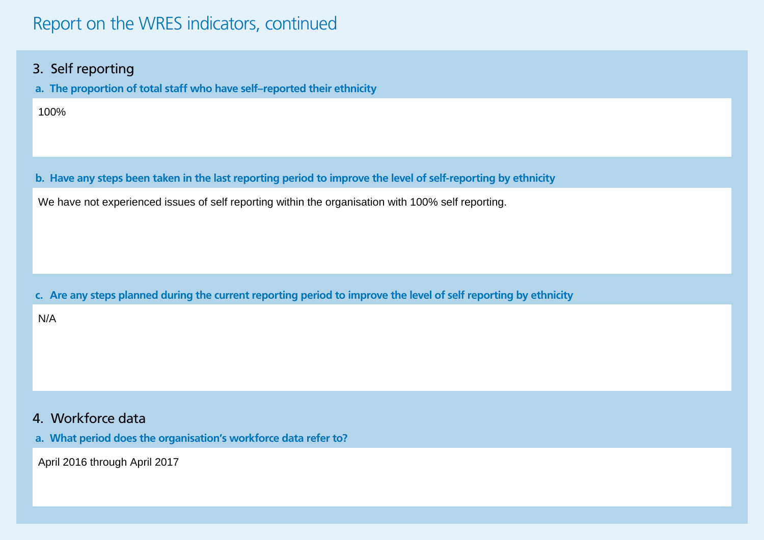# Report on the WRES indicators, continued

## 3. Self reporting

**a. The proportion of total staff who have self–reported their ethnicity**

100%

**b. Have any steps been taken in the last reporting period to improve the level of self-reporting by ethnicity**

We have not experienced issues of self reporting within the organisation with 100% self reporting.

**c. Are any steps planned during the current reporting period to improve the level of self reporting by ethnicity**

N/A

## 4. Workforce data

**a. What period does the organisation's workforce data refer to?**

April 2016 through April 2017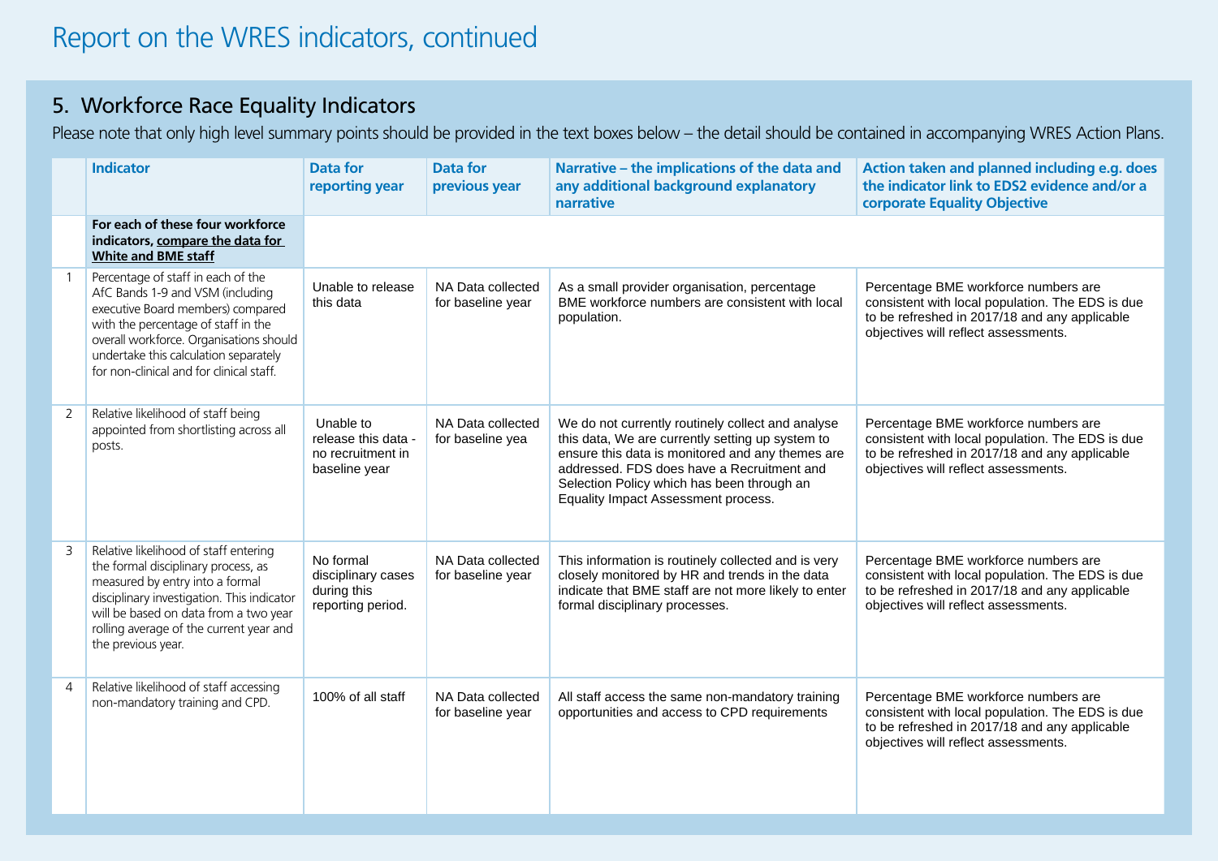# Report on the WRES indicators, continued

## 5. Workforce Race Equality Indicators

Please note that only high level summary points should be provided in the text boxes below – the detail should be contained in accompanying WRES Action Plans.

| | Indicator | Data for reporting year | Data for previous year | Narrative – the implications of the data and any additional background explanatory narrative | Action taken and planned including e.g. does the indicator link to EDS2 evidence and/or a corporate Equality Objective |
|---|---|---|---|---|---|
| | **For each of these four workforce indicators, compare the data for White and BME staff** | | | | |
| 1 | Percentage of staff in each of the AfC Bands 1-9 and VSM (including executive Board members) compared with the percentage of staff in the overall workforce. Organisations should undertake this calculation separately for non-clinical and for clinical staff. | Unable to release this data | NA Data collected for baseline year | As a small provider organisation, percentage BME workforce numbers are consistent with local population. | Percentage BME workforce numbers are consistent with local population. The EDS is due to be refreshed in 2017/18 and any applicable objectives will reflect assessments. |
| 2 | Relative likelihood of staff being appointed from shortlisting across all posts. | Unable to release this data - no recruitment in baseline year | NA Data collected for baseline yea | We do not currently routinely collect and analyse this data, We are currently setting up system to ensure this data is monitored and any themes are addressed. FDS does have a Recruitment and Selection Policy which has been through an Equality Impact Assessment process. | Percentage BME workforce numbers are consistent with local population. The EDS is due to be refreshed in 2017/18 and any applicable objectives will reflect assessments. |
| 3 | Relative likelihood of staff entering the formal disciplinary process, as measured by entry into a formal disciplinary investigation. This indicator will be based on data from a two year rolling average of the current year and the previous year. | No formal disciplinary cases during this reporting period. | NA Data collected for baseline year | This information is routinely collected and is very closely monitored by HR and trends in the data indicate that BME staff are not more likely to enter formal disciplinary processes. | Percentage BME workforce numbers are consistent with local population. The EDS is due to be refreshed in 2017/18 and any applicable objectives will reflect assessments. |
| 4 | Relative likelihood of staff accessing non-mandatory training and CPD. | 100% of all staff | NA Data collected for baseline year | All staff access the same non-mandatory training opportunities and access to CPD requirements | Percentage BME workforce numbers are consistent with local population. The EDS is due to be refreshed in 2017/18 and any applicable objectives will reflect assessments. |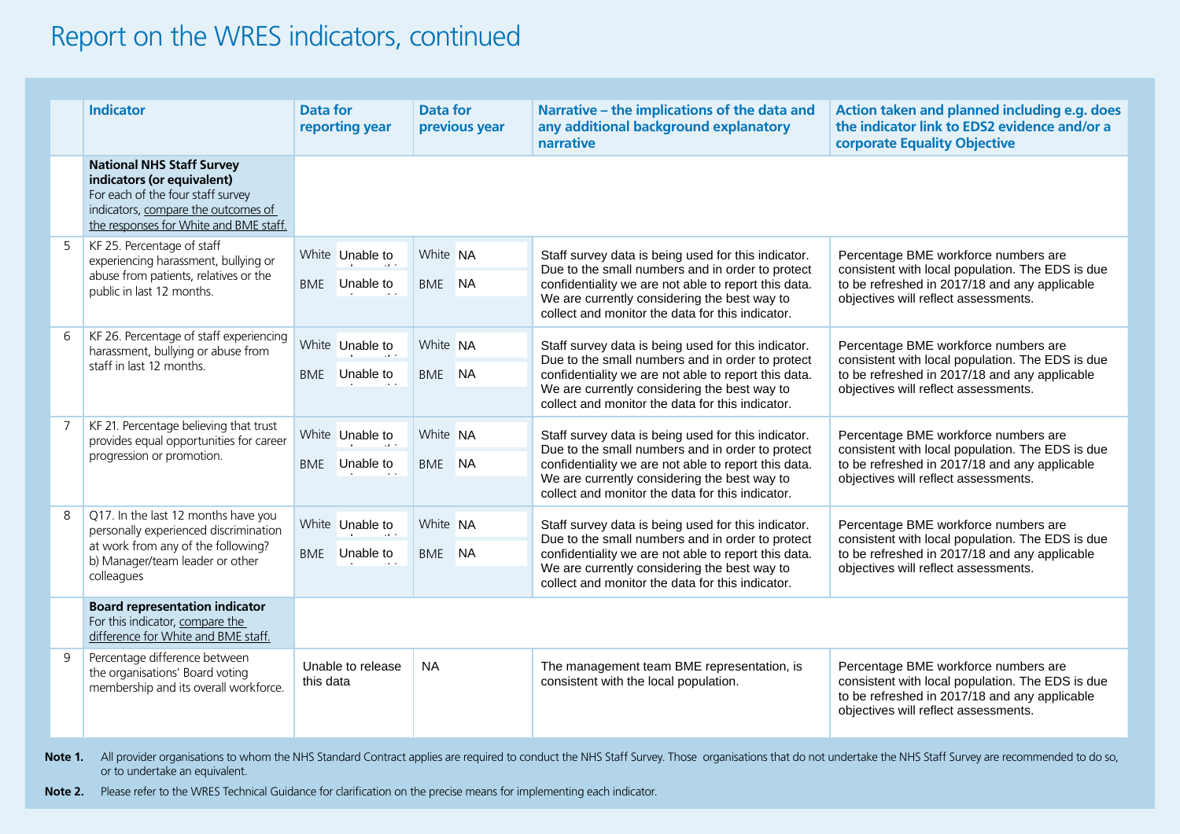# Report on the WRES indicators, continued

| | Indicator | Data for reporting year | Data for previous year | Narrative – the implications of the data and any additional background explanatory narrative | Action taken and planned including e.g. does the indicator link to EDS2 evidence and/or a corporate Equality Objective |
|---|---|---|---|---|---|
| | **National NHS Staff Survey indicators (or equivalent)**<br>For each of the four staff survey indicators, compare the outcomes of the responses for White and BME staff. | | | | |
| 5 | KF 25. Percentage of staff experiencing harassment, bullying or abuse from patients, relatives or the public in last 12 months. | White Unable to<br>BME Unable to | White NA<br>BME NA | Staff survey data is being used for this indicator. Due to the small numbers and in order to protect confidentiality we are not able to report this data. We are currently considering the best way to collect and monitor the data for this indicator. | Percentage BME workforce numbers are consistent with local population. The EDS is due to be refreshed in 2017/18 and any applicable objectives will reflect assessments. |
| 6 | KF 26. Percentage of staff experiencing harassment, bullying or abuse from staff in last 12 months. | White Unable to<br>BME Unable to | White NA<br>BME NA | Staff survey data is being used for this indicator. Due to the small numbers and in order to protect confidentiality we are not able to report this data. We are currently considering the best way to collect and monitor the data for this indicator. | Percentage BME workforce numbers are consistent with local population. The EDS is due to be refreshed in 2017/18 and any applicable objectives will reflect assessments. |
| 7 | KF 21. Percentage believing that trust provides equal opportunities for career progression or promotion. | White Unable to<br>BME Unable to | White NA<br>BME NA | Staff survey data is being used for this indicator. Due to the small numbers and in order to protect confidentiality we are not able to report this data. We are currently considering the best way to collect and monitor the data for this indicator. | Percentage BME workforce numbers are consistent with local population. The EDS is due to be refreshed in 2017/18 and any applicable objectives will reflect assessments. |
| 8 | Q17. In the last 12 months have you personally experienced discrimination at work from any of the following? b) Manager/team leader or other colleagues | White Unable to<br>BME Unable to | White NA<br>BME NA | Staff survey data is being used for this indicator. Due to the small numbers and in order to protect confidentiality we are not able to report this data. We are currently considering the best way to collect and monitor the data for this indicator. | Percentage BME workforce numbers are consistent with local population. The EDS is due to be refreshed in 2017/18 and any applicable objectives will reflect assessments. |
| | **Board representation indicator**<br>For this indicator, compare the difference for White and BME staff. | | | | |
| 9 | Percentage difference between the organisations' Board voting membership and its overall workforce. | Unable to release this data | NA | The management team BME representation, is consistent with the local population. | Percentage BME workforce numbers are consistent with local population. The EDS is due to be refreshed in 2017/18 and any applicable objectives will reflect assessments. |

**Note 1.** All provider organisations to whom the NHS Standard Contract applies are required to conduct the NHS Staff Survey. Those organisations that do not undertake the NHS Staff Survey are recommended to do so, or to undertake an equivalent.

**Note 2.** Please refer to the WRES Technical Guidance for clarification on the precise means for implementing each indicator.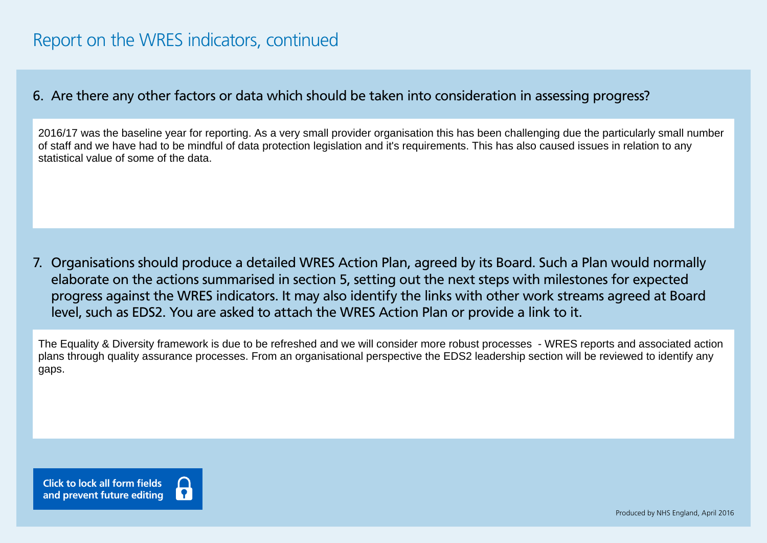# Report on the WRES indicators, continued

6. Are there any other factors or data which should be taken into consideration in assessing progress?

2016/17 was the baseline year for reporting. As a very small provider organisation this has been challenging due the particularly small number of staff and we have had to be mindful of data protection legislation and it's requirements. This has also caused issues in relation to any statistical value of some of the data.

7. Organisations should produce a detailed WRES Action Plan, agreed by its Board. Such a Plan would normally elaborate on the actions summarised in section 5, setting out the next steps with milestones for expected progress against the WRES indicators. It may also identify the links with other work streams agreed at Board level, such as EDS2. You are asked to attach the WRES Action Plan or provide a link to it.

The Equality & Diversity framework is due to be refreshed and we will consider more robust processes - WRES reports and associated action plans through quality assurance processes. From an organisational perspective the EDS2 leadership section will be reviewed to identify any gaps.

**Click to lock all form fields and prevent future editing**

Produced by NHS England, April 2016